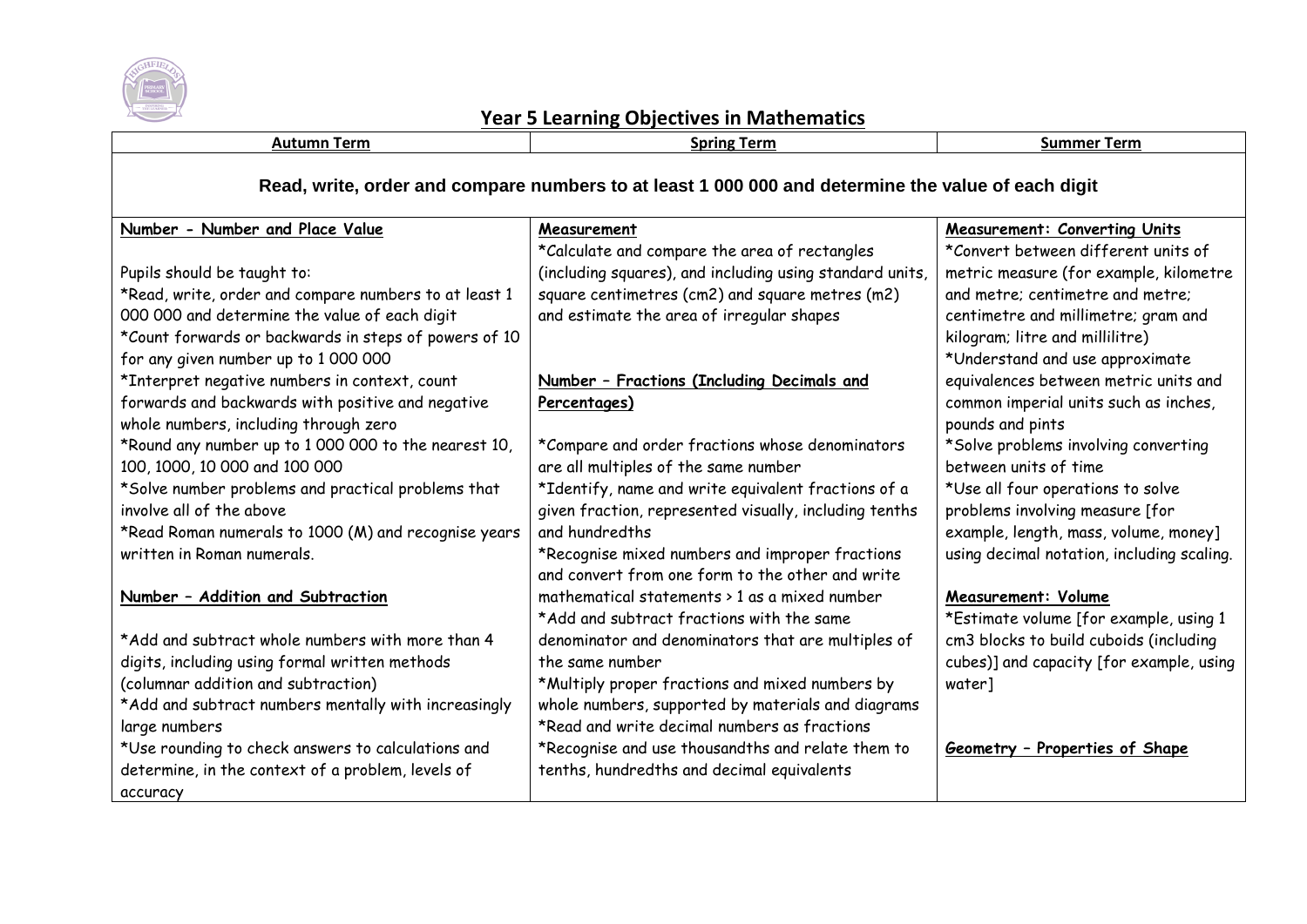# Year 5 Learning Objectives in Mathematics

| Autumn Term | Spring Term | Summer Term |
|---|---|---|
| **Read, write, order and compare numbers to at least 1 000 000 and determine the value of each digit** | | |
| **Number - Number and Place Value**<br><br>Pupils should be taught to:<br>*Read, write, order and compare numbers to at least 1 000 000 and determine the value of each digit<br>*Count forwards or backwards in steps of powers of 10 for any given number up to 1 000 000<br>*Interpret negative numbers in context, count forwards and backwards with positive and negative whole numbers, including through zero<br>*Round any number up to 1 000 000 to the nearest 10, 100, 1000, 10 000 and 100 000<br>*Solve number problems and practical problems that involve all of the above<br>*Read Roman numerals to 1000 (M) and recognise years written in Roman numerals.<br><br>**Number – Addition and Subtraction**<br><br>*Add and subtract whole numbers with more than 4 digits, including using formal written methods (columnar addition and subtraction)<br>*Add and subtract numbers mentally with increasingly large numbers<br>*Use rounding to check answers to calculations and determine, in the context of a problem, levels of accuracy | **Measurement**<br>*Calculate and compare the area of rectangles (including squares), and including using standard units, square centimetres (cm2) and square metres (m2) and estimate the area of irregular shapes<br><br>**Number – Fractions (Including Decimals and Percentages)**<br><br>*Compare and order fractions whose denominators are all multiples of the same number<br>*Identify, name and write equivalent fractions of a given fraction, represented visually, including tenths and hundredths<br>*Recognise mixed numbers and improper fractions and convert from one form to the other and write mathematical statements > 1 as a mixed number<br>*Add and subtract fractions with the same denominator and denominators that are multiples of the same number<br>*Multiply proper fractions and mixed numbers by whole numbers, supported by materials and diagrams<br>*Read and write decimal numbers as fractions<br>*Recognise and use thousandths and relate them to tenths, hundredths and decimal equivalents | **Measurement: Converting Units**<br>*Convert between different units of metric measure (for example, kilometre and metre; centimetre and metre; centimetre and millimetre; gram and kilogram; litre and millilitre)<br>*Understand and use approximate equivalences between metric units and common imperial units such as inches, pounds and pints<br>*Solve problems involving converting between units of time<br>*Use all four operations to solve problems involving measure [for example, length, mass, volume, money] using decimal notation, including scaling.<br><br>**Measurement: Volume**<br>*Estimate volume [for example, using 1 cm3 blocks to build cuboids (including cubes)] and capacity [for example, using water]<br><br>**Geometry – Properties of Shape** |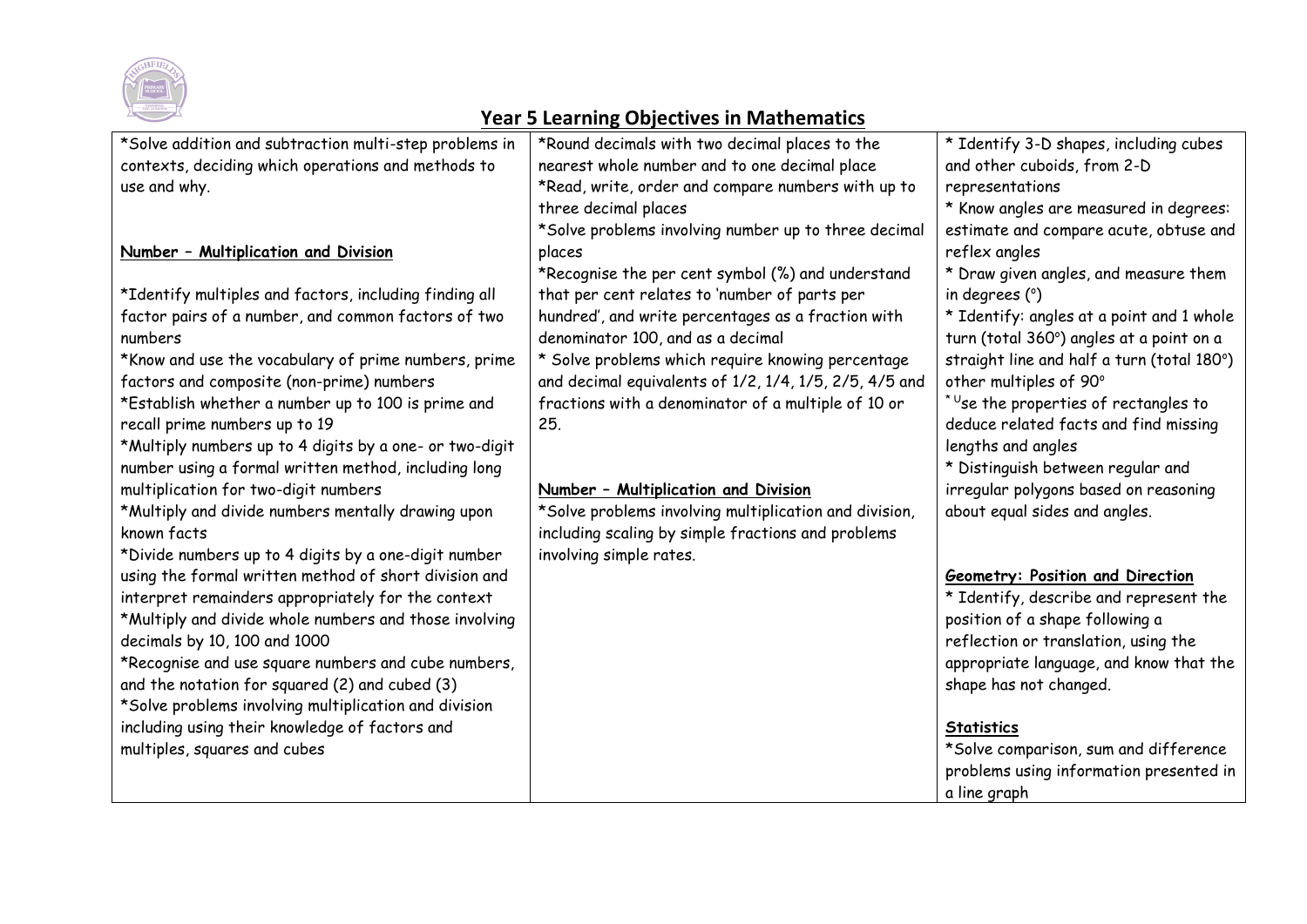# Year 5 Learning Objectives in Mathematics

*Solve addition and subtraction multi-step problems in contexts, deciding which operations and methods to use and why.

**Number – Multiplication and Division**

*Identify multiples and factors, including finding all factor pairs of a number, and common factors of two numbers
*Know and use the vocabulary of prime numbers, prime factors and composite (non-prime) numbers
*Establish whether a number up to 100 is prime and recall prime numbers up to 19
*Multiply numbers up to 4 digits by a one- or two-digit number using a formal written method, including long multiplication for two-digit numbers
*Multiply and divide numbers mentally drawing upon known facts
*Divide numbers up to 4 digits by a one-digit number using the formal written method of short division and interpret remainders appropriately for the context
*Multiply and divide whole numbers and those involving decimals by 10, 100 and 1000
*Recognise and use square numbers and cube numbers, and the notation for squared (2) and cubed (3)
*Solve problems involving multiplication and division including using their knowledge of factors and multiples, squares and cubes

*Round decimals with two decimal places to the nearest whole number and to one decimal place
*Read, write, order and compare numbers with up to three decimal places
*Solve problems involving number up to three decimal places
*Recognise the per cent symbol (%) and understand that per cent relates to 'number of parts per hundred', and write percentages as a fraction with denominator 100, and as a decimal
* Solve problems which require knowing percentage and decimal equivalents of 1/2, 1/4, 1/5, 2/5, 4/5 and fractions with a denominator of a multiple of 10 or 25.

**Number – Multiplication and Division**

*Solve problems involving multiplication and division, including scaling by simple fractions and problems involving simple rates.

* Identify 3-D shapes, including cubes and other cuboids, from 2-D representations
* Know angles are measured in degrees: estimate and compare acute, obtuse and reflex angles
* Draw given angles, and measure them in degrees (°)
* Identify: angles at a point and 1 whole turn (total 360°) angles at a point on a straight line and half a turn (total 180°) other multiples of 90°
* Use the properties of rectangles to deduce related facts and find missing lengths and angles
* Distinguish between regular and irregular polygons based on reasoning about equal sides and angles.

**Geometry: Position and Direction**

* Identify, describe and represent the position of a shape following a reflection or translation, using the appropriate language, and know that the shape has not changed.

**Statistics**

*Solve comparison, sum and difference problems using information presented in a line graph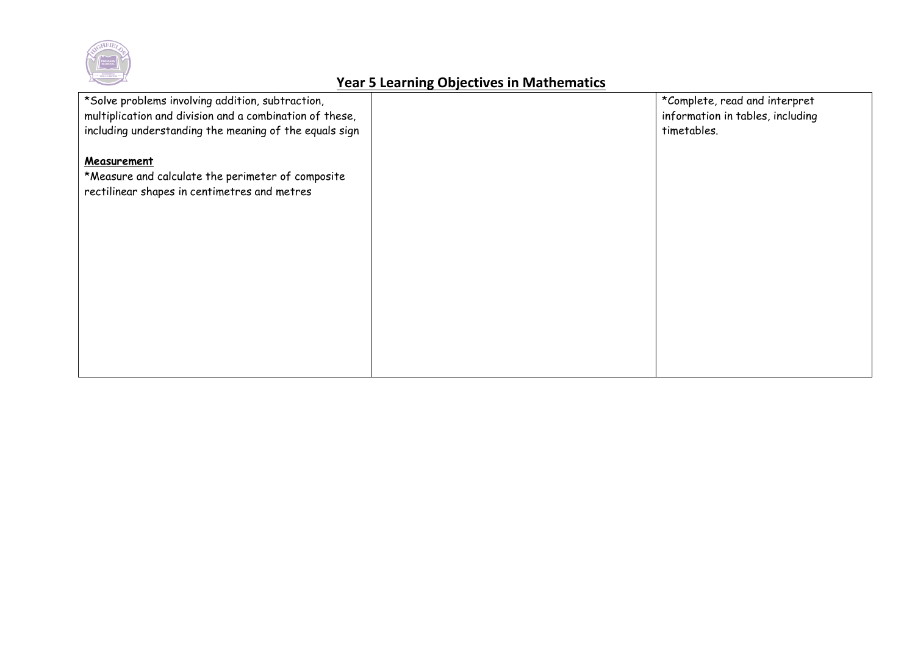## Year 5 Learning Objectives in Mathematics

| | | |
|---|---|---|
| *Solve problems involving addition, subtraction, multiplication and division and a combination of these, including understanding the meaning of the equals sign<br><br>**Measurement**<br>*Measure and calculate the perimeter of composite rectilinear shapes in centimetres and metres | | *Complete, read and interpret information in tables, including timetables. |